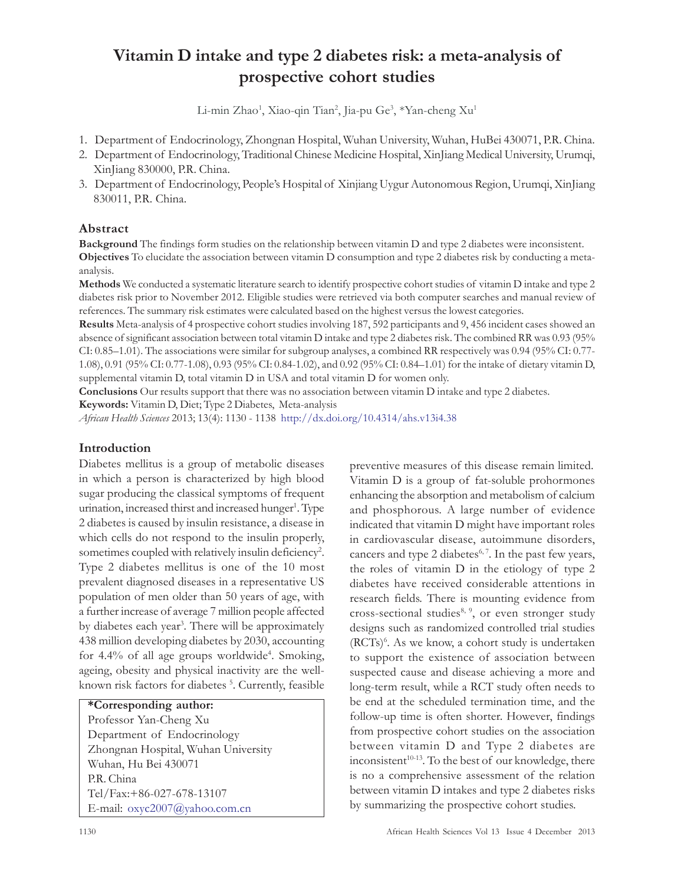# Vitamin D intake and type 2 diabetes risk: a meta-analysis of prospective cohort studies

Li-min Zhao[1], Xiao-qin Tian[2], Jia-pu Ge[3], *Yan-cheng Xu[1]

1. Department of Endocrinology, Zhongnan Hospital, Wuhan University, Wuhan, HuBei 430071, P.R. China.
2. Department of Endocrinology, Traditional Chinese Medicine Hospital, XinJiang Medical University, Urumqi, XinJiang 830000, P.R. China.
3. Department of Endocrinology, People's Hospital of Xinjiang Uygur Autonomous Region, Urumqi, XinJiang 830011, P.R. China.

## Abstract

**Background** The findings form studies on the relationship between vitamin D and type 2 diabetes were inconsistent.

**Objectives** To elucidate the association between vitamin D consumption and type 2 diabetes risk by conducting a meta-analysis.

**Methods** We conducted a systematic literature search to identify prospective cohort studies of vitamin D intake and type 2 diabetes risk prior to November 2012. Eligible studies were retrieved via both computer searches and manual review of references. The summary risk estimates were calculated based on the highest versus the lowest categories.

**Results** Meta-analysis of 4 prospective cohort studies involving 187, 592 participants and 9, 456 incident cases showed an absence of significant association between total vitamin D intake and type 2 diabetes risk. The combined RR was 0.93 (95% CI: 0.85–1.01). The associations were similar for subgroup analyses, a combined RR respectively was 0.94 (95% CI: 0.77-1.08), 0.91 (95% CI: 0.77-1.08), 0.93 (95% CI: 0.84-1.02), and 0.92 (95% CI: 0.84–1.01) for the intake of dietary vitamin D, supplemental vitamin D, total vitamin D in USA and total vitamin D for women only.

**Conclusions** Our results support that there was no association between vitamin D intake and type 2 diabetes.

**Keywords:** Vitamin D, Diet; Type 2 Diabetes, Meta-analysis

*African Health Sciences* 2013; 13(4): 1130 - 1138 http://dx.doi.org/10.4314/ahs.v13i4.38

## Introduction

Diabetes mellitus is a group of metabolic diseases in which a person is characterized by high blood sugar producing the classical symptoms of frequent urination, increased thirst and increased hunger[1]. Type 2 diabetes is caused by insulin resistance, a disease in which cells do not respond to the insulin properly, sometimes coupled with relatively insulin deficiency[2]. Type 2 diabetes mellitus is one of the 10 most prevalent diagnosed diseases in a representative US population of men older than 50 years of age, with a further increase of average 7 million people affected by diabetes each year[3]. There will be approximately 438 million developing diabetes by 2030, accounting for 4.4% of all age groups worldwide[4]. Smoking, ageing, obesity and physical inactivity are the well-known risk factors for diabetes [5]. Currently, feasible preventive measures of this disease remain limited. Vitamin D is a group of fat-soluble prohormones enhancing the absorption and metabolism of calcium and phosphorous. A large number of evidence indicated that vitamin D might have important roles in cardiovascular disease, autoimmune disorders, cancers and type 2 diabetes[6, 7]. In the past few years, the roles of vitamin D in the etiology of type 2 diabetes have received considerable attentions in research fields. There is mounting evidence from cross-sectional studies[8, 9], or even stronger study designs such as randomized controlled trial studies (RCTs)[6]. As we know, a cohort study is undertaken to support the existence of association between suspected cause and disease achieving a more and long-term result, while a RCT study often needs to be end at the scheduled termination time, and the follow-up time is often shorter. However, findings from prospective cohort studies on the association between vitamin D and Type 2 diabetes are inconsistent[10-13]. To the best of our knowledge, there is no a comprehensive assessment of the relation between vitamin D intakes and type 2 diabetes risks by summarizing the prospective cohort studies.

**\*Corresponding author:**
Professor Yan-Cheng Xu
Department of Endocrinology
Zhongnan Hospital, Wuhan University
Wuhan, Hu Bei 430071
P.R. China
Tel/Fax:+86-027-678-13107
E-mail: oxyc2007@yahoo.com.cn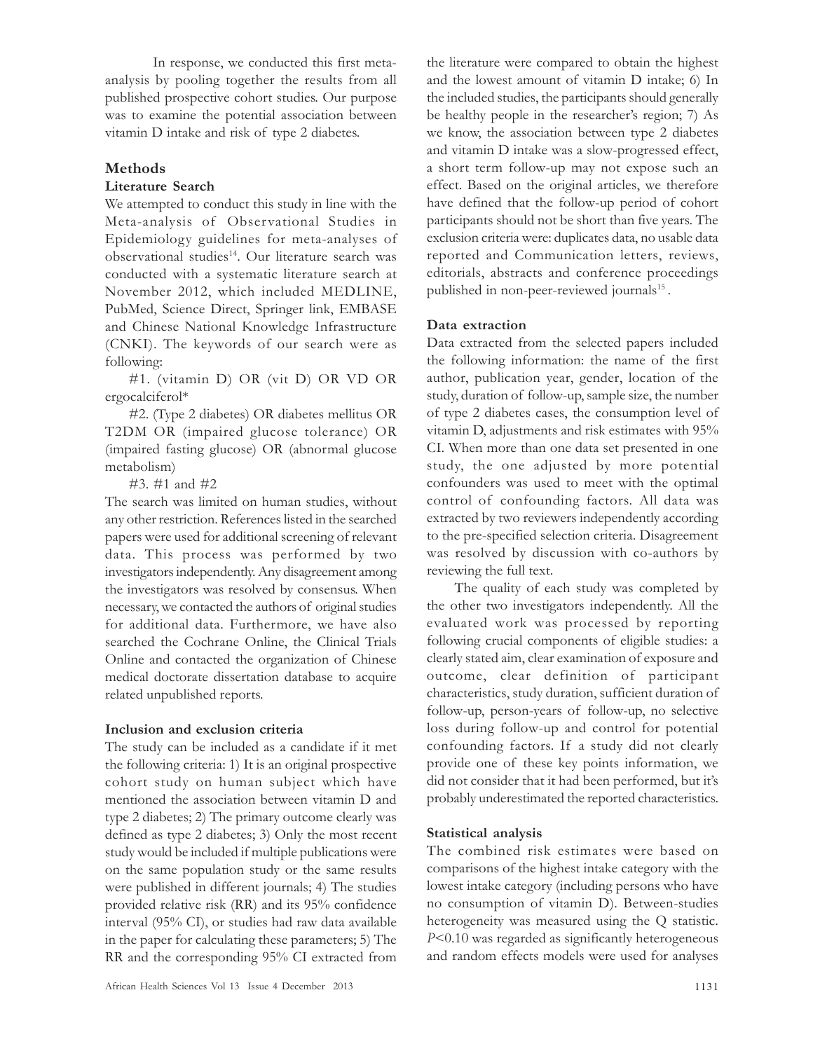In response, we conducted this first meta-analysis by pooling together the results from all published prospective cohort studies. Our purpose was to examine the potential association between vitamin D intake and risk of type 2 diabetes.

## Methods

### Literature Search

We attempted to conduct this study in line with the Meta-analysis of Observational Studies in Epidemiology guidelines for meta-analyses of observational studies[14]. Our literature search was conducted with a systematic literature search at November 2012, which included MEDLINE, PubMed, Science Direct, Springer link, EMBASE and Chinese National Knowledge Infrastructure (CNKI). The keywords of our search were as following:

#1. (vitamin D) OR (vit D) OR VD OR ergocalciferol*

#2. (Type 2 diabetes) OR diabetes mellitus OR T2DM OR (impaired glucose tolerance) OR (impaired fasting glucose) OR (abnormal glucose metabolism)

#3. #1 and #2

The search was limited on human studies, without any other restriction. References listed in the searched papers were used for additional screening of relevant data. This process was performed by two investigators independently. Any disagreement among the investigators was resolved by consensus. When necessary, we contacted the authors of original studies for additional data. Furthermore, we have also searched the Cochrane Online, the Clinical Trials Online and contacted the organization of Chinese medical doctorate dissertation database to acquire related unpublished reports.

### Inclusion and exclusion criteria

The study can be included as a candidate if it met the following criteria: 1) It is an original prospective cohort study on human subject which have mentioned the association between vitamin D and type 2 diabetes; 2) The primary outcome clearly was defined as type 2 diabetes; 3) Only the most recent study would be included if multiple publications were on the same population study or the same results were published in different journals; 4) The studies provided relative risk (RR) and its 95% confidence interval (95% CI), or studies had raw data available in the paper for calculating these parameters; 5) The RR and the corresponding 95% CI extracted from the literature were compared to obtain the highest and the lowest amount of vitamin D intake; 6) In the included studies, the participants should generally be healthy people in the researcher's region; 7) As we know, the association between type 2 diabetes and vitamin D intake was a slow-progressed effect, a short term follow-up may not expose such an effect. Based on the original articles, we therefore have defined that the follow-up period of cohort participants should not be short than five years. The exclusion criteria were: duplicates data, no usable data reported and Communication letters, reviews, editorials, abstracts and conference proceedings published in non-peer-reviewed journals[15].

### Data extraction

Data extracted from the selected papers included the following information: the name of the first author, publication year, gender, location of the study, duration of follow-up, sample size, the number of type 2 diabetes cases, the consumption level of vitamin D, adjustments and risk estimates with 95% CI. When more than one data set presented in one study, the one adjusted by more potential confounders was used to meet with the optimal control of confounding factors. All data was extracted by two reviewers independently according to the pre-specified selection criteria. Disagreement was resolved by discussion with co-authors by reviewing the full text.

The quality of each study was completed by the other two investigators independently. All the evaluated work was processed by reporting following crucial components of eligible studies: a clearly stated aim, clear examination of exposure and outcome, clear definition of participant characteristics, study duration, sufficient duration of follow-up, person-years of follow-up, no selective loss during follow-up and control for potential confounding factors. If a study did not clearly provide one of these key points information, we did not consider that it had been performed, but it's probably underestimated the reported characteristics.

### Statistical analysis

The combined risk estimates were based on comparisons of the highest intake category with the lowest intake category (including persons who have no consumption of vitamin D). Between-studies heterogeneity was measured using the Q statistic. $P<0.10$ was regarded as significantly heterogeneous and random effects models were used for analyses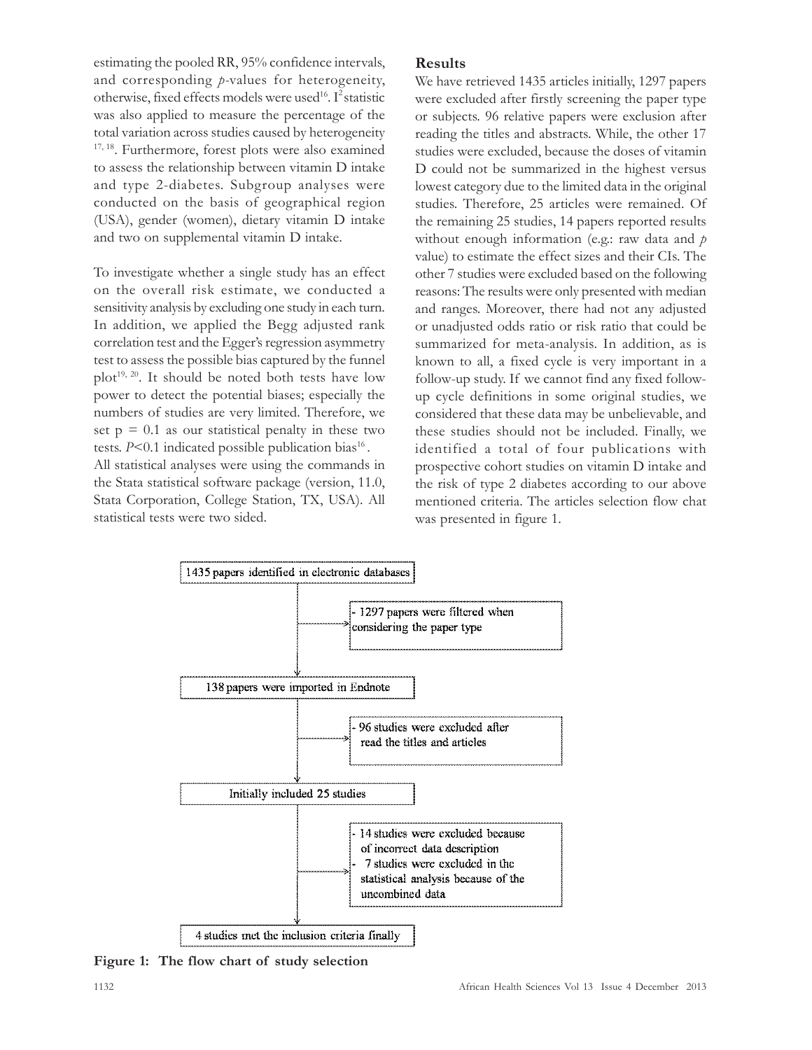estimating the pooled RR, 95% confidence intervals, and corresponding *p*-values for heterogeneity, otherwise, fixed effects models were used[16]. $I^2$ statistic was also applied to measure the percentage of the total variation across studies caused by heterogeneity [17, 18]. Furthermore, forest plots were also examined to assess the relationship between vitamin D intake and type 2-diabetes. Subgroup analyses were conducted on the basis of geographical region (USA), gender (women), dietary vitamin D intake and two on supplemental vitamin D intake.

To investigate whether a single study has an effect on the overall risk estimate, we conducted a sensitivity analysis by excluding one study in each turn. In addition, we applied the Begg adjusted rank correlation test and the Egger's regression asymmetry test to assess the possible bias captured by the funnel plot[19, 20]. It should be noted both tests have low power to detect the potential biases; especially the numbers of studies are very limited. Therefore, we set $p = 0.1$ as our statistical penalty in these two tests. $P<0.1$ indicated possible publication bias[16].
All statistical analyses were using the commands in the Stata statistical software package (version, 11.0, Stata Corporation, College Station, TX, USA). All statistical tests were two sided.

## Results

We have retrieved 1435 articles initially, 1297 papers were excluded after firstly screening the paper type or subjects. 96 relative papers were exclusion after reading the titles and abstracts. While, the other 17 studies were excluded, because the doses of vitamin D could not be summarized in the highest versus lowest category due to the limited data in the original studies. Therefore, 25 articles were remained. Of the remaining 25 studies, 14 papers reported results without enough information (e.g.: raw data and *p* value) to estimate the effect sizes and their CIs. The other 7 studies were excluded based on the following reasons: The results were only presented with median and ranges. Moreover, there had not any adjusted or unadjusted odds ratio or risk ratio that could be summarized for meta-analysis. In addition, as is known to all, a fixed cycle is very important in a follow-up study. If we cannot find any fixed follow-up cycle definitions in some original studies, we considered that these data may be unbelievable, and these studies should not be included. Finally, we identified a total of four publications with prospective cohort studies on vitamin D intake and the risk of type 2 diabetes according to our above mentioned criteria. The articles selection flow chat was presented in figure 1.

1435 papers identified in electronic databases

- 1297 papers were filtered when considering the paper type

138 papers were imported in Endnote

- 96 studies were excluded after read the titles and articles

Initially included 25 studies

- 14 studies were excluded because of incorrect data description
- 7 studies were excluded in the statistical analysis because of the uncombined data

4 studies met the inclusion criteria finally

**Figure 1: The flow chart of study selection**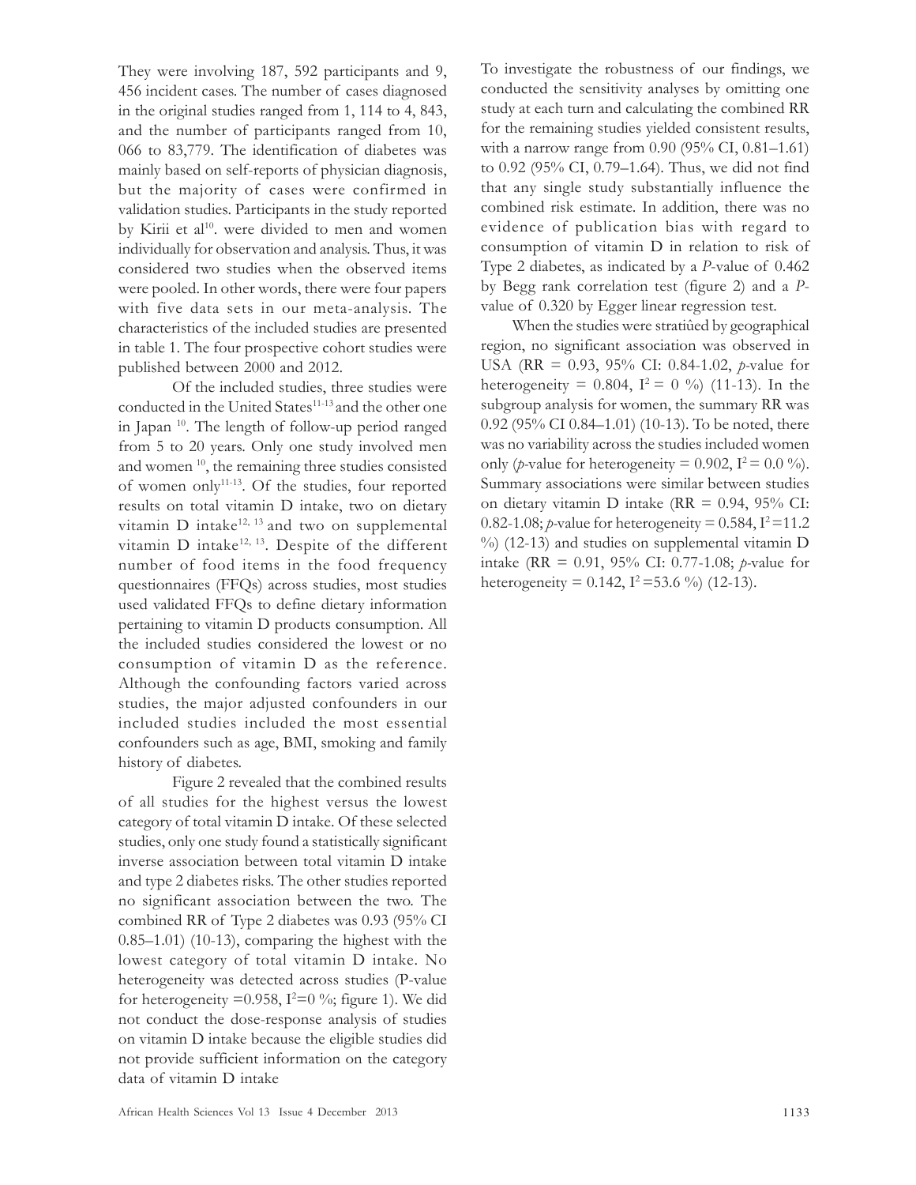They were involving 187, 592 participants and 9, 456 incident cases. The number of cases diagnosed in the original studies ranged from 1, 114 to 4, 843, and the number of participants ranged from 10, 066 to 83,779. The identification of diabetes was mainly based on self-reports of physician diagnosis, but the majority of cases were confirmed in validation studies. Participants in the study reported by Kirii et al[10]. were divided to men and women individually for observation and analysis. Thus, it was considered two studies when the observed items were pooled. In other words, there were four papers with five data sets in our meta-analysis. The characteristics of the included studies are presented in table 1. The four prospective cohort studies were published between 2000 and 2012.

Of the included studies, three studies were conducted in the United States[11-13] and the other one in Japan [10]. The length of follow-up period ranged from 5 to 20 years. Only one study involved men and women [10], the remaining three studies consisted of women only[11-13]. Of the studies, four reported results on total vitamin D intake, two on dietary vitamin D intake[12, 13] and two on supplemental vitamin D intake[12, 13]. Despite of the different number of food items in the food frequency questionnaires (FFQs) across studies, most studies used validated FFQs to define dietary information pertaining to vitamin D products consumption. All the included studies considered the lowest or no consumption of vitamin D as the reference. Although the confounding factors varied across studies, the major adjusted confounders in our included studies included the most essential confounders such as age, BMI, smoking and family history of diabetes.

Figure 2 revealed that the combined results of all studies for the highest versus the lowest category of total vitamin D intake. Of these selected studies, only one study found a statistically significant inverse association between total vitamin D intake and type 2 diabetes risks. The other studies reported no significant association between the two. The combined RR of Type 2 diabetes was 0.93 (95% CI 0.85–1.01) (10-13), comparing the highest with the lowest category of total vitamin D intake. No heterogeneity was detected across studies (P-value for heterogeneity =0.958, $I^2$=0 %; figure 1). We did not conduct the dose-response analysis of studies on vitamin D intake because the eligible studies did not provide sufficient information on the category data of vitamin D intake

To investigate the robustness of our findings, we conducted the sensitivity analyses by omitting one study at each turn and calculating the combined RR for the remaining studies yielded consistent results, with a narrow range from 0.90 (95% CI, 0.81–1.61) to 0.92 (95% CI, 0.79–1.64). Thus, we did not find that any single study substantially influence the combined risk estimate. In addition, there was no evidence of publication bias with regard to consumption of vitamin D in relation to risk of Type 2 diabetes, as indicated by a *P*-value of 0.462 by Begg rank correlation test (figure 2) and a *P*-value of 0.320 by Egger linear regression test.

When the studies were stratified by geographical region, no significant association was observed in USA (RR = 0.93, 95% CI: 0.84-1.02, *p*-value for heterogeneity = 0.804, $I^2$ = 0 %) (11-13). In the subgroup analysis for women, the summary RR was 0.92 (95% CI 0.84–1.01) (10-13). To be noted, there was no variability across the studies included women only (*p*-value for heterogeneity = 0.902, $I^2$ = 0.0 %). Summary associations were similar between studies on dietary vitamin D intake (RR = 0.94, 95% CI: 0.82-1.08; *p*-value for heterogeneity = 0.584, $I^2$ =11.2 %) (12-13) and studies on supplemental vitamin D intake (RR = 0.91, 95% CI: 0.77-1.08; *p*-value for heterogeneity = 0.142, $I^2$ =53.6 %) (12-13).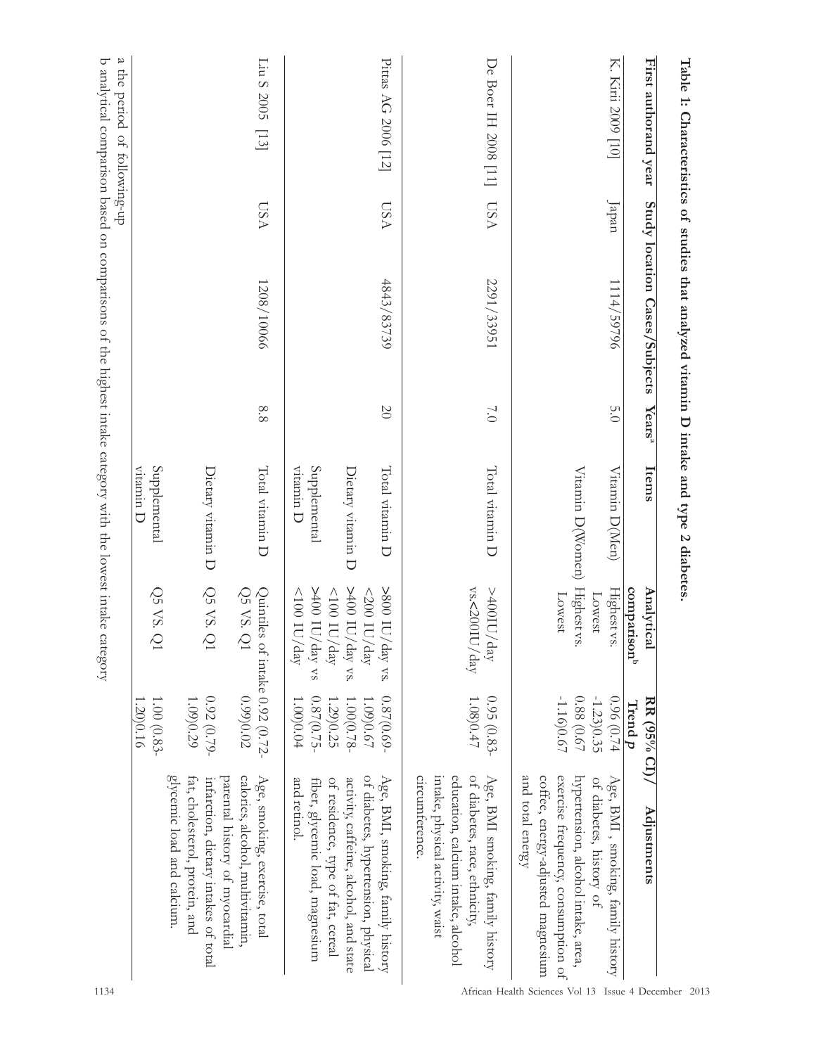**Table 1: Characteristics of studies that analyzed vitamin D intake and type 2 diabetes.**

| First authorand year | Study location | Cases/Subjects | Years[a] | Items | Analytical comparison[b] | RR (95% CI)/ Trend p | Adjustments |
|---|---|---|---|---|---|---|---|
| K. Kirii 2009 [10] | Japan | 1114/59796 | 5.0 | Vitamin D(Men) | Highest vs. Lowest | 0.96 (0.74 -1.23)0.35 | Age, BMI, smoking, family history of diabetes, history of hypertension, alcohol intake, area, exercise frequency, consumption of coffee, energy-adjusted magnesium and total energy |
| | | | | Vitamin D(Women) | Highest vs. Lowest | 0.88 (0.67 -1.16)0.67 | |
| De Boer IH 2008 [11] | USA | 2291/33951 | 7.0 | Total vitamin D | >400IU/day vs.<200IU/day | 0.95 (0.83-1.08)0.47 | Age, BMI smoking, family history of diabetes, race, ethnicity, education, calcium intake, alcohol intake, physical activity, waist circumference. |
| Pittas AG 2006 [12] | USA | 4843/83739 | 20 | Total vitamin D | >800 IU/day vs. <200 IU/day | 0.87(0.69-1.09)0.67 | Age, BMI, smoking, family history of diabetes, hypertension, physical activity, caffeine, alcohol, and state of residence, type of fat, cereal fiber, glycemic load, magnesium and retinol. |
| | | | | Dietary vitamin D | >400 IU/day vs. <100 IU/day | 1.00(0.78-1.29)0.25 | |
| | | | | Supplemental vitamin D | >400 IU/day vs <100 IU/day | 0.87(0.75-1.00)0.04 | |
| Liu S 2005 [13] | USA | 1208/10066 | 8.8 | Total vitamin D | Quintiles of intake Q5 VS. Q1 | 0.92 (0.72-0.99)0.02 | Age, smoking, exercise, total calories, alcohol, multivitamin, parental history of myocardial infarction, dietary intakes of total fat, cholesterol, protein, and glycemic load and calcium. |
| | | | | Dietary vitamin D | Q5 VS. Q1 | 0.92 (0.79-1.09)0.29 | |
| | | | | Supplemental vitamin D | Q5 VS. Q1 | 1.00 (0.83-1.20)0.16 | |

a the period of following-up

b analytical comparison based on comparisons of the highest intake category with the lowest intake category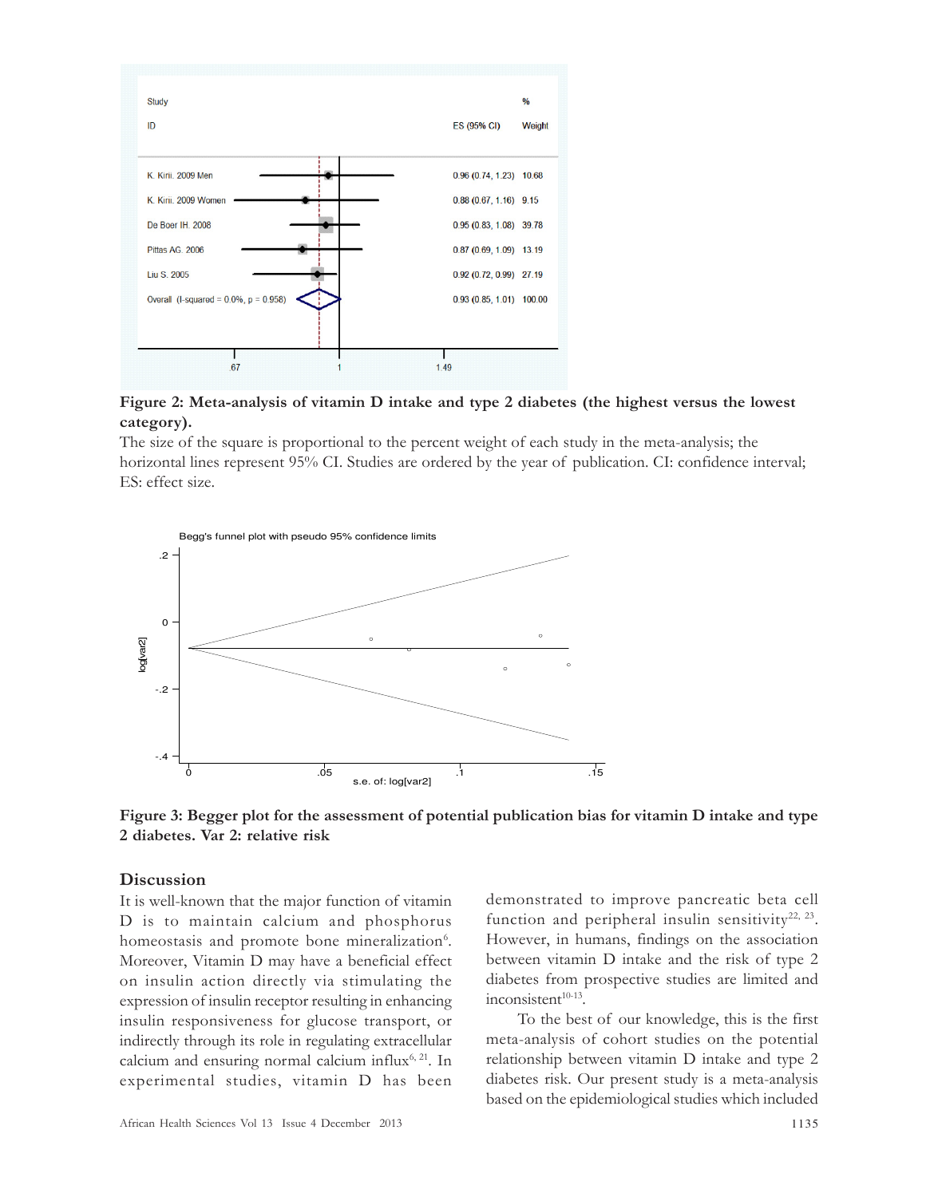Figure 2: Meta-analysis of vitamin D intake and type 2 diabetes (the highest versus the lowest category).

The size of the square is proportional to the percent weight of each study in the meta-analysis; the horizontal lines represent 95% CI. Studies are ordered by the year of publication. CI: confidence interval; ES: effect size.

**Figure 3: Begger plot for the assessment of potential publication bias for vitamin D intake and type 2 diabetes. Var 2: relative risk**

## Discussion

It is well-known that the major function of vitamin D is to maintain calcium and phosphorus homeostasis and promote bone mineralization[6]. Moreover, Vitamin D may have a beneficial effect on insulin action directly via stimulating the expression of insulin receptor resulting in enhancing insulin responsiveness for glucose transport, or indirectly through its role in regulating extracellular calcium and ensuring normal calcium influx[6, 21]. In experimental studies, vitamin D has been demonstrated to improve pancreatic beta cell function and peripheral insulin sensitivity[22, 23]. However, in humans, findings on the association between vitamin D intake and the risk of type 2 diabetes from prospective studies are limited and inconsistent[10-13].

To the best of our knowledge, this is the first meta-analysis of cohort studies on the potential relationship between vitamin D intake and type 2 diabetes risk. Our present study is a meta-analysis based on the epidemiological studies which included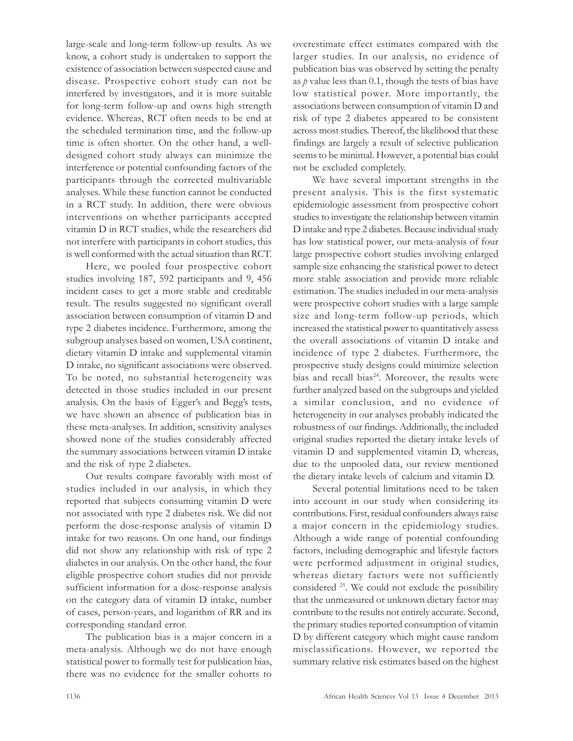large-scale and long-term follow-up results. As we know, a cohort study is undertaken to support the existence of association between suspected cause and disease. Prospective cohort study can not be interfered by investigators, and it is more suitable for long-term follow-up and owns high strength evidence. Whereas, RCT often needs to be end at the scheduled termination time, and the follow-up time is often shorter. On the other hand, a well-designed cohort study always can minimize the interference or potential confounding factors of the participants through the corrected multivariable analyses. While these function cannot be conducted in a RCT study. In addition, there were obvious interventions on whether participants accepted vitamin D in RCT studies, while the researchers did not interfere with participants in cohort studies, this is well conformed with the actual situation than RCT.

Here, we pooled four prospective cohort studies involving 187, 592 participants and 9, 456 incident cases to get a more stable and creditable result. The results suggested no significant overall association between consumption of vitamin D and type 2 diabetes incidence. Furthermore, among the subgroup analyses based on women, USA continent, dietary vitamin D intake and supplemental vitamin D intake, no significant associations were observed. To be noted, no substantial heterogeneity was detected in those studies included in our present analysis. On the basis of Egger's and Begg's tests, we have shown an absence of publication bias in these meta-analyses. In addition, sensitivity analyses showed none of the studies considerably affected the summary associations between vitamin D intake and the risk of type 2 diabetes.

Our results compare favorably with most of studies included in our analysis, in which they reported that subjects consuming vitamin D were not associated with type 2 diabetes risk. We did not perform the dose-response analysis of vitamin D intake for two reasons. On one hand, our findings did not show any relationship with risk of type 2 diabetes in our analysis. On the other hand, the four eligible prospective cohort studies did not provide sufficient information for a dose-response analysis on the category data of vitamin D intake, number of cases, person-years, and logarithm of RR and its corresponding standard error.

The publication bias is a major concern in a meta-analysis. Although we do not have enough statistical power to formally test for publication bias, there was no evidence for the smaller cohorts to overestimate effect estimates compared with the larger studies. In our analysis, no evidence of publication bias was observed by setting the penalty as $p$ value less than 0.1, though the tests of bias have low statistical power. More importantly, the associations between consumption of vitamin D and risk of type 2 diabetes appeared to be consistent across most studies. Thereof, the likelihood that these findings are largely a result of selective publication seems to be minimal. However, a potential bias could not be excluded completely.

We have several important strengths in the present analysis. This is the first systematic epidemiologic assessment from prospective cohort studies to investigate the relationship between vitamin D intake and type 2 diabetes. Because individual study has low statistical power, our meta-analysis of four large prospective cohort studies involving enlarged sample size enhancing the statistical power to detect more stable association and provide more reliable estimation. The studies included in our meta-analysis were prospective cohort studies with a large sample size and long-term follow-up periods, which increased the statistical power to quantitatively assess the overall associations of vitamin D intake and incidence of type 2 diabetes. Furthermore, the prospective study designs could minimize selection bias and recall bias[24]. Moreover, the results were further analyzed based on the subgroups and yielded a similar conclusion, and no evidence of heterogeneity in our analyses probably indicated the robustness of our findings. Additionally, the included original studies reported the dietary intake levels of vitamin D and supplemented vitamin D, whereas, due to the unpooled data, our review mentioned the dietary intake levels of calcium and vitamin D.

Several potential limitations need to be taken into account in our study when considering its contributions. First, residual confounders always raise a major concern in the epidemiology studies. Although a wide range of potential confounding factors, including demographic and lifestyle factors were performed adjustment in original studies, whereas dietary factors were not sufficiently considered [25]. We could not exclude the possibility that the unmeasured or unknown dietary factor may contribute to the results not entirely accurate. Second, the primary studies reported consumption of vitamin D by different category which might cause random misclassifications. However, we reported the summary relative risk estimates based on the highest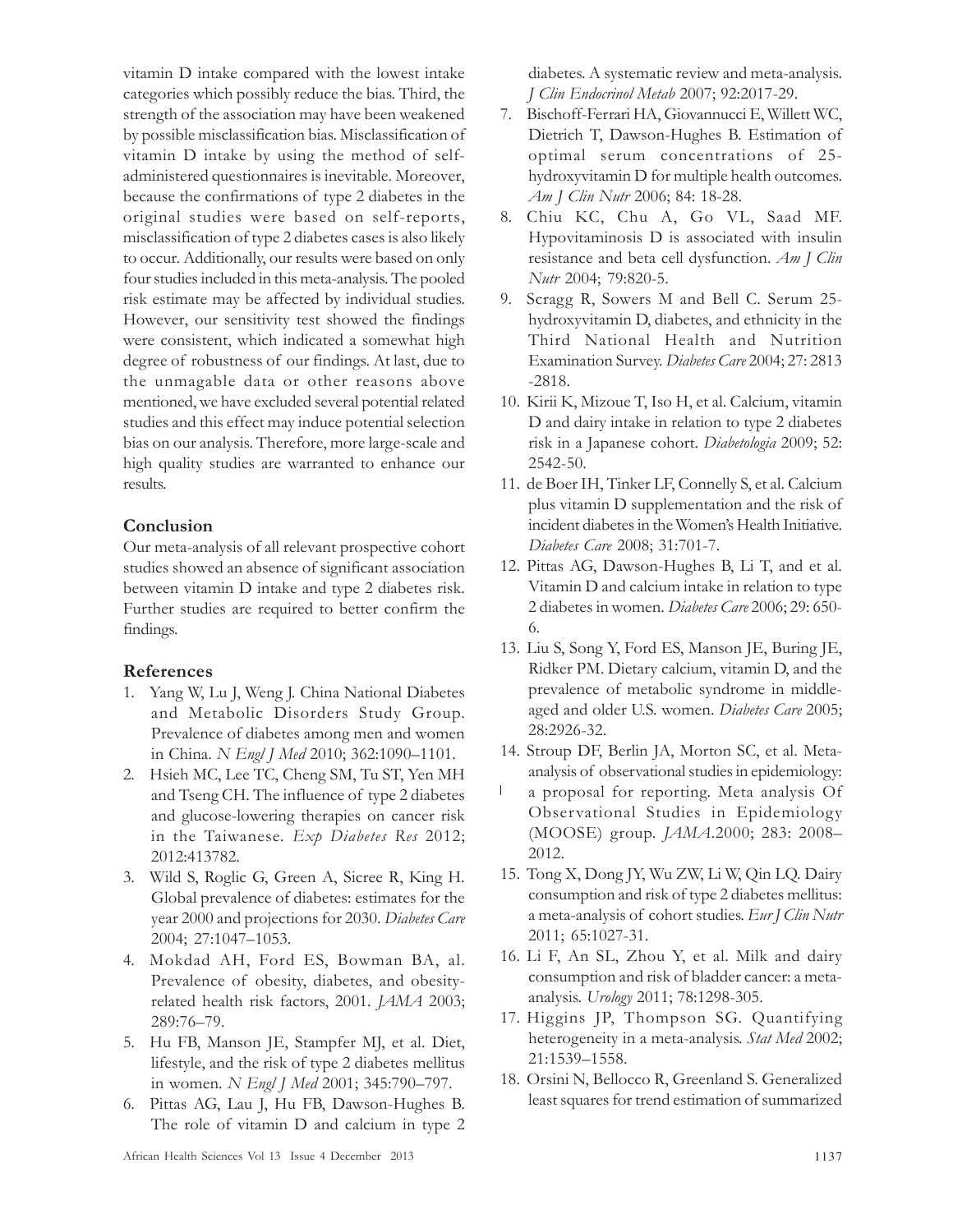vitamin D intake compared with the lowest intake categories which possibly reduce the bias. Third, the strength of the association may have been weakened by possible misclassification bias. Misclassification of vitamin D intake by using the method of self-administered questionnaires is inevitable. Moreover, because the confirmations of type 2 diabetes in the original studies were based on self-reports, misclassification of type 2 diabetes cases is also likely to occur. Additionally, our results were based on only four studies included in this meta-analysis. The pooled risk estimate may be affected by individual studies. However, our sensitivity test showed the findings were consistent, which indicated a somewhat high degree of robustness of our findings. At last, due to the unmagable data or other reasons above mentioned, we have excluded several potential related studies and this effect may induce potential selection bias on our analysis. Therefore, more large-scale and high quality studies are warranted to enhance our results.

## Conclusion

Our meta-analysis of all relevant prospective cohort studies showed an absence of significant association between vitamin D intake and type 2 diabetes risk. Further studies are required to better confirm the findings.

## References

1. Yang W, Lu J, Weng J. China National Diabetes and Metabolic Disorders Study Group. Prevalence of diabetes among men and women in China. *N Engl J Med* 2010; 362:1090–1101.
2. Hsieh MC, Lee TC, Cheng SM, Tu ST, Yen MH and Tseng CH. The influence of type 2 diabetes and glucose-lowering therapies on cancer risk in the Taiwanese. *Exp Diabetes Res* 2012; 2012:413782.
3. Wild S, Roglic G, Green A, Sicree R, King H. Global prevalence of diabetes: estimates for the year 2000 and projections for 2030. *Diabetes Care* 2004; 27:1047–1053.
4. Mokdad AH, Ford ES, Bowman BA, al. Prevalence of obesity, diabetes, and obesity-related health risk factors, 2001. *JAMA* 2003; 289:76–79.
5. Hu FB, Manson JE, Stampfer MJ, et al. Diet, lifestyle, and the risk of type 2 diabetes mellitus in women. *N Engl J Med* 2001; 345:790–797.
6. Pittas AG, Lau J, Hu FB, Dawson-Hughes B. The role of vitamin D and calcium in type 2 diabetes. A systematic review and meta-analysis. *J Clin Endocrinol Metab* 2007; 92:2017-29.
7. Bischoff-Ferrari HA, Giovannucci E, Willett WC, Dietrich T, Dawson-Hughes B. Estimation of optimal serum concentrations of 25-hydroxyvitamin D for multiple health outcomes. *Am J Clin Nutr* 2006; 84: 18-28.
8. Chiu KC, Chu A, Go VL, Saad MF. Hypovitaminosis D is associated with insulin resistance and beta cell dysfunction. *Am J Clin Nutr* 2004; 79:820-5.
9. Scragg R, Sowers M and Bell C. Serum 25-hydroxyvitamin D, diabetes, and ethnicity in the Third National Health and Nutrition Examination Survey. *Diabetes Care* 2004; 27: 2813 -2818.
10. Kirii K, Mizoue T, Iso H, et al. Calcium, vitamin D and dairy intake in relation to type 2 diabetes risk in a Japanese cohort. *Diabetologia* 2009; 52: 2542-50.
11. de Boer IH, Tinker LF, Connelly S, et al. Calcium plus vitamin D supplementation and the risk of incident diabetes in the Women's Health Initiative. *Diabetes Care* 2008; 31:701-7.
12. Pittas AG, Dawson-Hughes B, Li T, and et al. Vitamin D and calcium intake in relation to type 2 diabetes in women. *Diabetes Care* 2006; 29: 650-6.
13. Liu S, Song Y, Ford ES, Manson JE, Buring JE, Ridker PM. Dietary calcium, vitamin D, and the prevalence of metabolic syndrome in middle-aged and older U.S. women. *Diabetes Care* 2005; 28:2926-32.
14. Stroup DF, Berlin JA, Morton SC, et al. Meta-analysis of observational studies in epidemiology: a proposal for reporting. Meta analysis Of Observational Studies in Epidemiology (MOOSE) group. *JAMA*.2000; 283: 2008–2012.
15. Tong X, Dong JY, Wu ZW, Li W, Qin LQ. Dairy consumption and risk of type 2 diabetes mellitus: a meta-analysis of cohort studies. *Eur J Clin Nutr* 2011; 65:1027-31.
16. Li F, An SL, Zhou Y, et al. Milk and dairy consumption and risk of bladder cancer: a meta-analysis. *Urology* 2011; 78:1298-305.
17. Higgins JP, Thompson SG. Quantifying heterogeneity in a meta-analysis. *Stat Med* 2002; 21:1539–1558.
18. Orsini N, Bellocco R, Greenland S. Generalized least squares for trend estimation of summarized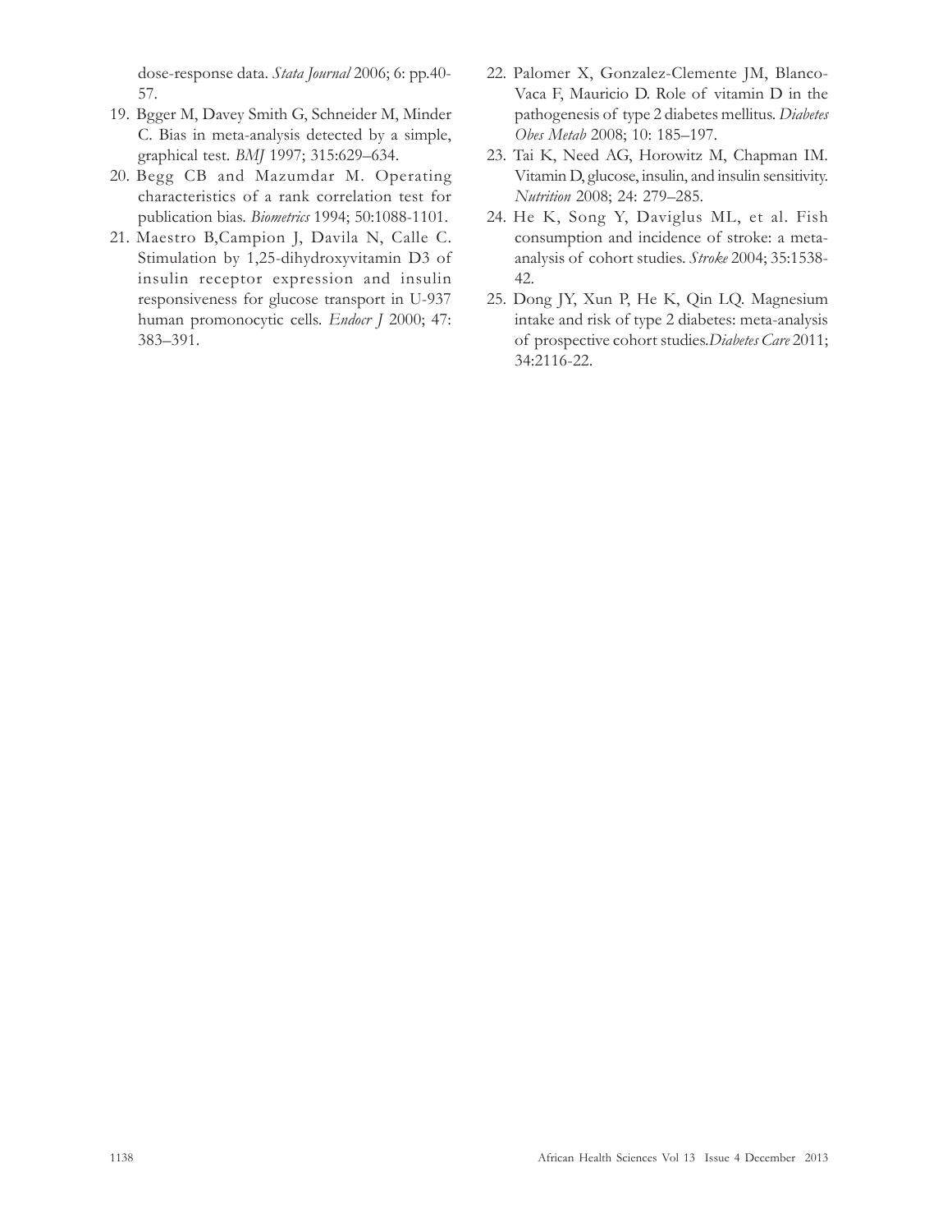dose-response data. *Stata Journal* 2006; 6: pp.40-57.

19. Bgger M, Davey Smith G, Schneider M, Minder C. Bias in meta-analysis detected by a simple, graphical test. *BMJ* 1997; 315:629–634.
20. Begg CB and Mazumdar M. Operating characteristics of a rank correlation test for publication bias. *Biometrics* 1994; 50:1088-1101.
21. Maestro B,Campion J, Davila N, Calle C. Stimulation by 1,25-dihydroxyvitamin D3 of insulin receptor expression and insulin responsiveness for glucose transport in U-937 human promonocytic cells. *Endocr J* 2000; 47: 383–391.
22. Palomer X, Gonzalez-Clemente JM, Blanco-Vaca F, Mauricio D. Role of vitamin D in the pathogenesis of type 2 diabetes mellitus. *Diabetes Obes Metab* 2008; 10: 185–197.
23. Tai K, Need AG, Horowitz M, Chapman IM. Vitamin D, glucose, insulin, and insulin sensitivity. *Nutrition* 2008; 24: 279–285.
24. He K, Song Y, Daviglus ML, et al. Fish consumption and incidence of stroke: a meta-analysis of cohort studies. *Stroke* 2004; 35:1538-42.
25. Dong JY, Xun P, He K, Qin LQ. Magnesium intake and risk of type 2 diabetes: meta-analysis of prospective cohort studies.*Diabetes Care* 2011; 34:2116-22.